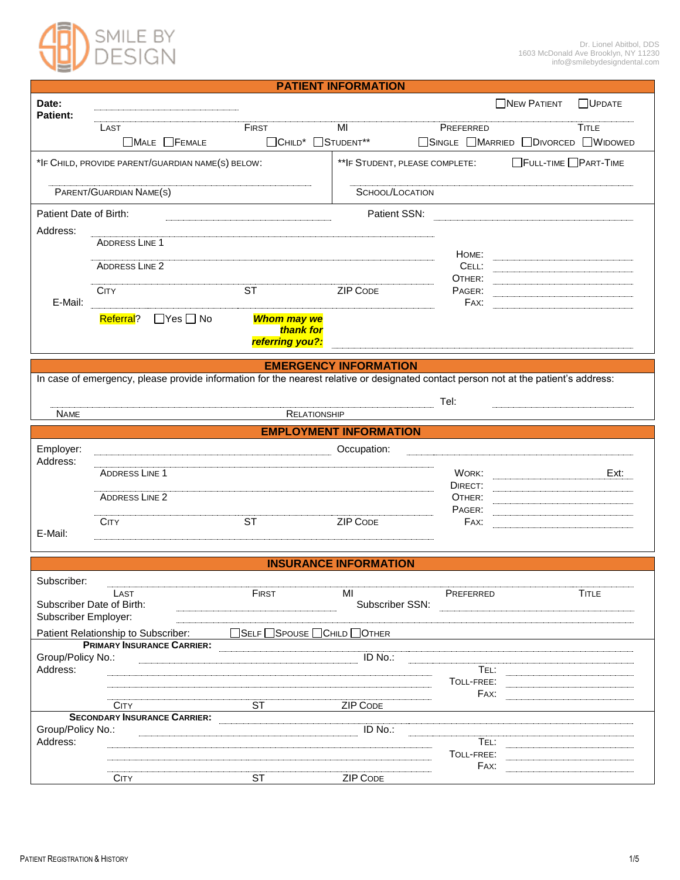SMILE BY DESIGN

Dr. Lionel Abitbol, DDS
1603 McDonald Ave Brooklyn, NY 11230
info@smilebydesigndental.com

## PATIENT INFORMATION

**Date:** ______________ ☐ New Patient ☐ Update

**Patient:** ______________

Last | First | MI | Preferred | Title

☐ Male ☐ Female ☐ Child* ☐ Student** ☐ Single ☐ Married ☐ Divorced ☐ Widowed

*If Child, provide parent/guardian name(s) below: ______________
Parent/Guardian Name(s)

**If Student, please complete: ☐ Full-Time ☐ Part-Time ______________
School/Location

Patient Date of Birth: ______________ Patient SSN: ______________

Address:
______________ Address Line 1
______________ Address Line 2
______________ City | ST | Zip Code

Home: ______________
Cell: ______________
Other: ______________
Pager: ______________
Fax: ______________

E-Mail: ______________

Referral? ☐ Yes ☐ No ***Whom may we thank for referring you?:*** ______________

## EMERGENCY INFORMATION

In case of emergency, please provide information for the nearest relative or designated contact person not at the patient's address:

______________ Name | Relationship Tel: ______________

## EMPLOYMENT INFORMATION

Employer: ______________ Occupation: ______________

Address:
______________ Address Line 1
______________ Address Line 2
______________ City | ST | Zip Code

Work: ______________ Ext: ______
Direct: ______________
Other: ______________
Pager: ______________
Fax: ______________

E-Mail: ______________

## INSURANCE INFORMATION

Subscriber: ______________
Last | First | MI | Preferred | Title

Subscriber Date of Birth: ______________ Subscriber SSN: ______________

Subscriber Employer: ______________

Patient Relationship to Subscriber: ☐ Self ☐ Spouse ☐ Child ☐ Other

**Primary Insurance Carrier:** ______________

Group/Policy No.: ______________ ID No.: ______________

Address:
______________
______________
City | ST | Zip Code

Tel: ______________
Toll-Free: ______________
Fax: ______________

**Secondary Insurance Carrier:** ______________

Group/Policy No.: ______________ ID No.: ______________

Address:
______________
______________
City | ST | Zip Code

Tel: ______________
Toll-Free: ______________
Fax: ______________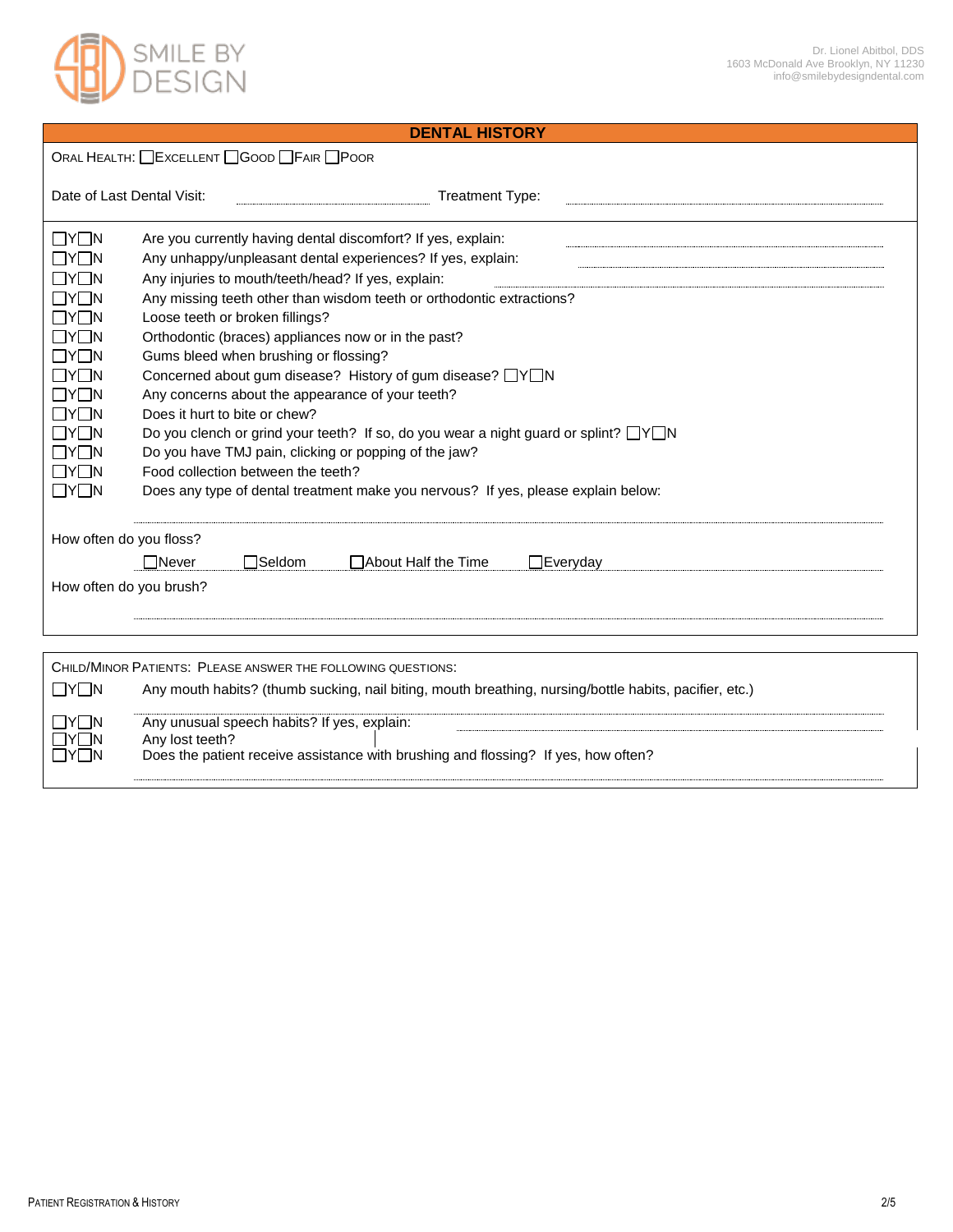SMILE BY DESIGN

Dr. Lionel Abitbol, DDS
1603 McDonald Ave Brooklyn, NY 11230
info@smilebydesigndental.com

## DENTAL HISTORY

ORAL HEALTH: ☐EXCELLENT ☐GOOD ☐FAIR ☐POOR

Date of Last Dental Visit: ____________ Treatment Type: ____________

- ☐Y☐N Are you currently having dental discomfort? If yes, explain: ____________
- ☐Y☐N Any unhappy/unpleasant dental experiences? If yes, explain: ____________
- ☐Y☐N Any injuries to mouth/teeth/head? If yes, explain: ____________
- ☐Y☐N Any missing teeth other than wisdom teeth or orthodontic extractions?
- ☐Y☐N Loose teeth or broken fillings?
- ☐Y☐N Orthodontic (braces) appliances now or in the past?
- ☐Y☐N Gums bleed when brushing or flossing?
- ☐Y☐N Concerned about gum disease? History of gum disease? ☐Y☐N
- ☐Y☐N Any concerns about the appearance of your teeth?
- ☐Y☐N Does it hurt to bite or chew?
- ☐Y☐N Do you clench or grind your teeth? If so, do you wear a night guard or splint? ☐Y☐N
- ☐Y☐N Do you have TMJ pain, clicking or popping of the jaw?
- ☐Y☐N Food collection between the teeth?
- ☐Y☐N Does any type of dental treatment make you nervous? If yes, please explain below:

____________

How often do you floss?

☐Never ☐Seldom ☐About Half the Time ☐Everyday

How often do you brush?

____________

CHILD/MINOR PATIENTS: PLEASE ANSWER THE FOLLOWING QUESTIONS:

- ☐Y☐N Any mouth habits? (thumb sucking, nail biting, mouth breathing, nursing/bottle habits, pacifier, etc.)
- ☐Y☐N Any unusual speech habits? If yes, explain: ____________
- ☐Y☐N Any lost teeth?
- ☐Y☐N Does the patient receive assistance with brushing and flossing? If yes, how often?

____________

PATIENT REGISTRATION & HISTORY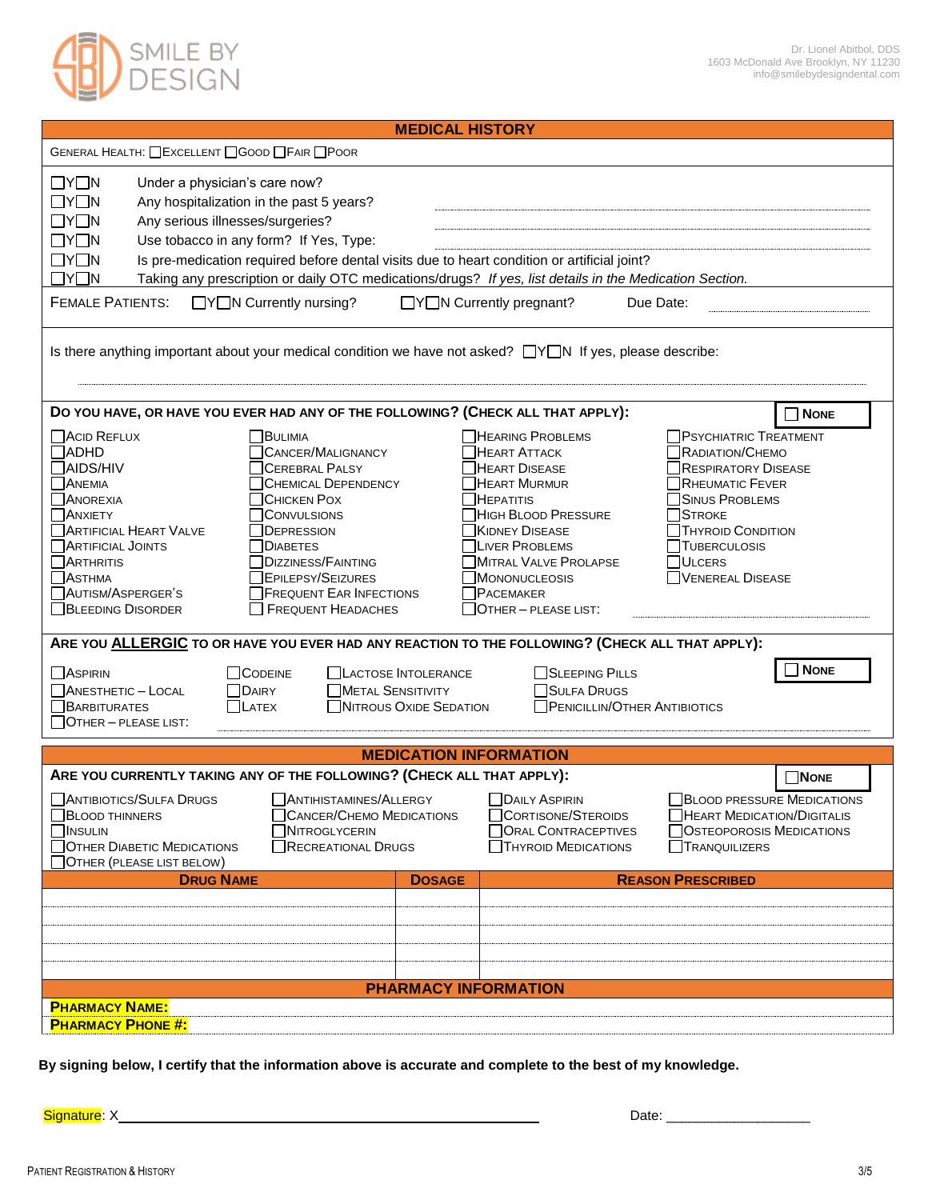SMILE BY DESIGN

Dr. Lionel Abitbol, DDS
1603 McDonald Ave Brooklyn, NY 11230
info@smilebydesigndental.com

## MEDICAL HISTORY

General Health: ☐ Excellent ☐ Good ☐ Fair ☐ Poor

- ☐Y☐N Under a physician's care now?
- ☐Y☐N Any hospitalization in the past 5 years? ____________
- ☐Y☐N Any serious illnesses/surgeries? ____________
- ☐Y☐N Use tobacco in any form? If Yes, Type: ____________
- ☐Y☐N Is pre-medication required before dental visits due to heart condition or artificial joint?
- ☐Y☐N Taking any prescription or daily OTC medications/drugs? *If yes, list details in the Medication Section.*

Female Patients: ☐Y☐N Currently nursing? ☐Y☐N Currently pregnant? Due Date: ____________

Is there anything important about your medical condition we have not asked? ☐Y☐N If yes, please describe:

____________

**Do you have, or have you ever had any of the following? (Check all that apply):** ☐ **None**

| | | | |
|---|---|---|---|
| ☐ Acid Reflux | ☐ Bulimia | ☐ Hearing Problems | ☐ Psychiatric Treatment |
| ☐ ADHD | ☐ Cancer/Malignancy | ☐ Heart Attack | ☐ Radiation/Chemo |
| ☐ AIDS/HIV | ☐ Cerebral Palsy | ☐ Heart Disease | ☐ Respiratory Disease |
| ☐ Anemia | ☐ Chemical Dependency | ☐ Heart Murmur | ☐ Rheumatic Fever |
| ☐ Anorexia | ☐ Chicken Pox | ☐ Hepatitis | ☐ Sinus Problems |
| ☐ Anxiety | ☐ Convulsions | ☐ High Blood Pressure | ☐ Stroke |
| ☐ Artificial Heart Valve | ☐ Depression | ☐ Kidney Disease | ☐ Thyroid Condition |
| ☐ Artificial Joints | ☐ Diabetes | ☐ Liver Problems | ☐ Tuberculosis |
| ☐ Arthritis | ☐ Dizziness/Fainting | ☐ Mitral Valve Prolapse | ☐ Ulcers |
| ☐ Asthma | ☐ Epilepsy/Seizures | ☐ Mononucleosis | ☐ Venereal Disease |
| ☐ Autism/Asperger's | ☐ Frequent Ear Infections | ☐ Pacemaker | |
| ☐ Bleeding Disorder | ☐ Frequent Headaches | ☐ Other – please list: ____________ | |

**Are you <u>allergic</u> to or have you ever had any reaction to the following? (Check all that apply):** ☐ **None**

| | | | |
|---|---|---|---|
| ☐ Aspirin | ☐ Codeine | ☐ Lactose Intolerance | ☐ Sleeping Pills |
| ☐ Anesthetic – Local | ☐ Dairy | ☐ Metal Sensitivity | ☐ Sulfa Drugs |
| ☐ Barbiturates | ☐ Latex | ☐ Nitrous Oxide Sedation | ☐ Penicillin/Other Antibiotics |
| ☐ Other – please list: ____________ | | | |

## MEDICATION INFORMATION

**Are you currently taking any of the following? (Check all that apply):** ☐ **None**

| | | | |
|---|---|---|---|
| ☐ Antibiotics/Sulfa Drugs | ☐ Antihistamines/Allergy | ☐ Daily Aspirin | ☐ Blood Pressure Medications |
| ☐ Blood Thinners | ☐ Cancer/Chemo Medications | ☐ Cortisone/Steroids | ☐ Heart Medication/Digitalis |
| ☐ Insulin | ☐ Nitroglycerin | ☐ Oral Contraceptives | ☐ Osteoporosis Medications |
| ☐ Other Diabetic Medications | ☐ Recreational Drugs | ☐ Thyroid Medications | ☐ Tranquilizers |
| ☐ Other (please list below) | | | |

| Drug Name | Dosage | Reason Prescribed |
|---|---|---|
| | | |
| | | |
| | | |
| | | |
| | | |

## PHARMACY INFORMATION

**Pharmacy Name:** ____________

**Pharmacy Phone #:** ____________

**By signing below, I certify that the information above is accurate and complete to the best of my knowledge.**

Signature: X____________________________ Date: ____________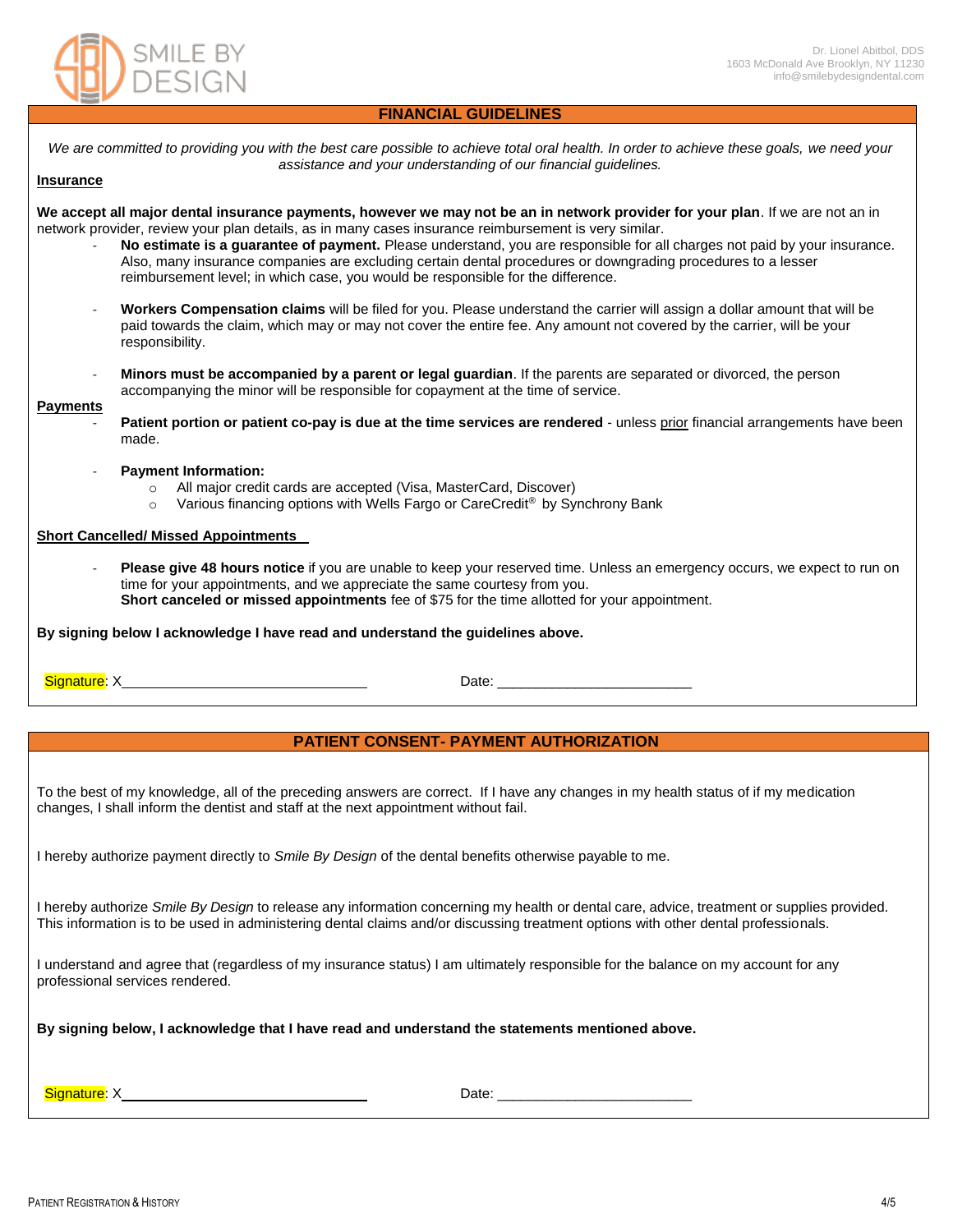SMILE BY DESIGN

Dr. Lionel Abitbol, DDS
1603 McDonald Ave Brooklyn, NY 11230
info@smilebydesigndental.com

## FINANCIAL GUIDELINES

*We are committed to providing you with the best care possible to achieve total oral health. In order to achieve these goals, we need your assistance and your understanding of our financial guidelines.*

### Insurance

**We accept all major dental insurance payments, however we may not be an in network provider for your plan**. If we are not an in network provider, review your plan details, as in many cases insurance reimbursement is very similar.

- **No estimate is a guarantee of payment.** Please understand, you are responsible for all charges not paid by your insurance. Also, many insurance companies are excluding certain dental procedures or downgrading procedures to a lesser reimbursement level; in which case, you would be responsible for the difference.

- **Workers Compensation claims** will be filed for you. Please understand the carrier will assign a dollar amount that will be paid towards the claim, which may or may not cover the entire fee. Any amount not covered by the carrier, will be your responsibility.

- **Minors must be accompanied by a parent or legal guardian**. If the parents are separated or divorced, the person accompanying the minor will be responsible for copayment at the time of service.

### Payments

- **Patient portion or patient co-pay is due at the time services are rendered** - unless prior financial arrangements have been made.

- **Payment Information:**
  - All major credit cards are accepted (Visa, MasterCard, Discover)
  - Various financing options with Wells Fargo or CareCredit® by Synchrony Bank

### Short Cancelled/ Missed Appointments

- **Please give 48 hours notice** if you are unable to keep your reserved time. Unless an emergency occurs, we expect to run on time for your appointments, and we appreciate the same courtesy from you.
  **Short canceled or missed appointments** fee of $75 for the time allotted for your appointment.

**By signing below I acknowledge I have read and understand the guidelines above.**

Signature: X_______________________________ Date: _________________________

## PATIENT CONSENT- PAYMENT AUTHORIZATION

To the best of my knowledge, all of the preceding answers are correct. If I have any changes in my health status of if my medication changes, I shall inform the dentist and staff at the next appointment without fail.

I hereby authorize payment directly to *Smile By Design* of the dental benefits otherwise payable to me.

I hereby authorize *Smile By Design* to release any information concerning my health or dental care, advice, treatment or supplies provided. This information is to be used in administering dental claims and/or discussing treatment options with other dental professionals.

I understand and agree that (regardless of my insurance status) I am ultimately responsible for the balance on my account for any professional services rendered.

**By signing below, I acknowledge that I have read and understand the statements mentioned above.**

Signature: X_______________________________ Date: _________________________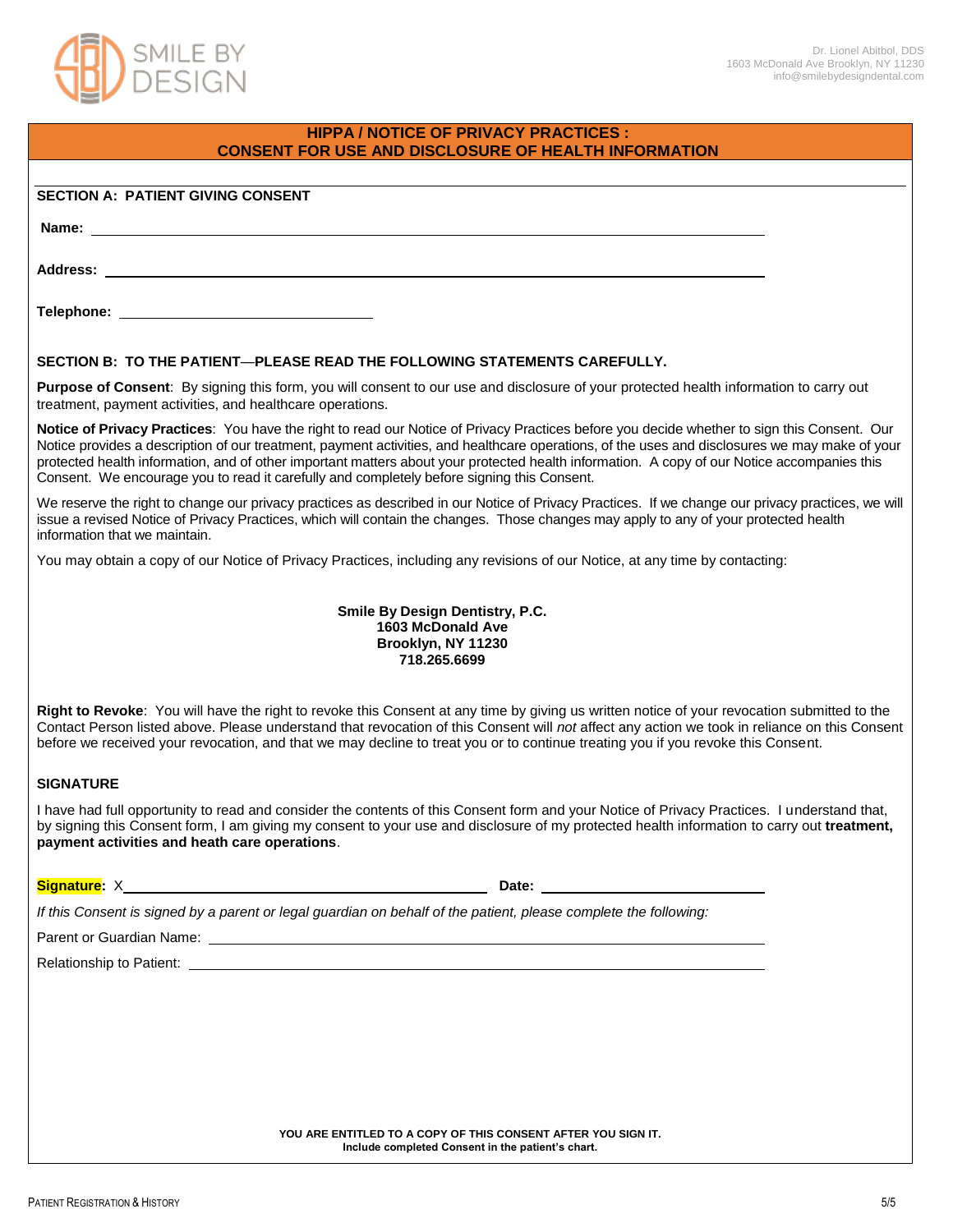SMILE BY DESIGN

Dr. Lionel Abitbol, DDS
1603 McDonald Ave Brooklyn, NY 11230
info@smilebydesigndental.com

## HIPPA / NOTICE OF PRIVACY PRACTICES : CONSENT FOR USE AND DISCLOSURE OF HEALTH INFORMATION

### SECTION A: PATIENT GIVING CONSENT

**Name:** ______________________________________________

**Address:** ______________________________________________

**Telephone:** ____________________

### SECTION B: TO THE PATIENT—PLEASE READ THE FOLLOWING STATEMENTS CAREFULLY.

**Purpose of Consent**: By signing this form, you will consent to our use and disclosure of your protected health information to carry out treatment, payment activities, and healthcare operations.

**Notice of Privacy Practices**: You have the right to read our Notice of Privacy Practices before you decide whether to sign this Consent. Our Notice provides a description of our treatment, payment activities, and healthcare operations, of the uses and disclosures we may make of your protected health information, and of other important matters about your protected health information. A copy of our Notice accompanies this Consent. We encourage you to read it carefully and completely before signing this Consent.

We reserve the right to change our privacy practices as described in our Notice of Privacy Practices. If we change our privacy practices, we will issue a revised Notice of Privacy Practices, which will contain the changes. Those changes may apply to any of your protected health information that we maintain.

You may obtain a copy of our Notice of Privacy Practices, including any revisions of our Notice, at any time by contacting:

**Smile By Design Dentistry, P.C.**
**1603 McDonald Ave**
**Brooklyn, NY 11230**
**718.265.6699**

**Right to Revoke**: You will have the right to revoke this Consent at any time by giving us written notice of your revocation submitted to the Contact Person listed above. Please understand that revocation of this Consent will *not* affect any action we took in reliance on this Consent before we received your revocation, and that we may decline to treat you or to continue treating you if you revoke this Consent.

### SIGNATURE

I have had full opportunity to read and consider the contents of this Consent form and your Notice of Privacy Practices. I understand that, by signing this Consent form, I am giving my consent to your use and disclosure of my protected health information to carry out **treatment, payment activities and heath care operations**.

**Signature:** X______________________________ **Date:** ____________________

*If this Consent is signed by a parent or legal guardian on behalf of the patient, please complete the following:*

Parent or Guardian Name: ______________________________________________

Relationship to Patient: ______________________________________________

**YOU ARE ENTITLED TO A COPY OF THIS CONSENT AFTER YOU SIGN IT.**
**Include completed Consent in the patient's chart.**

PATIENT REGISTRATION & HISTORY